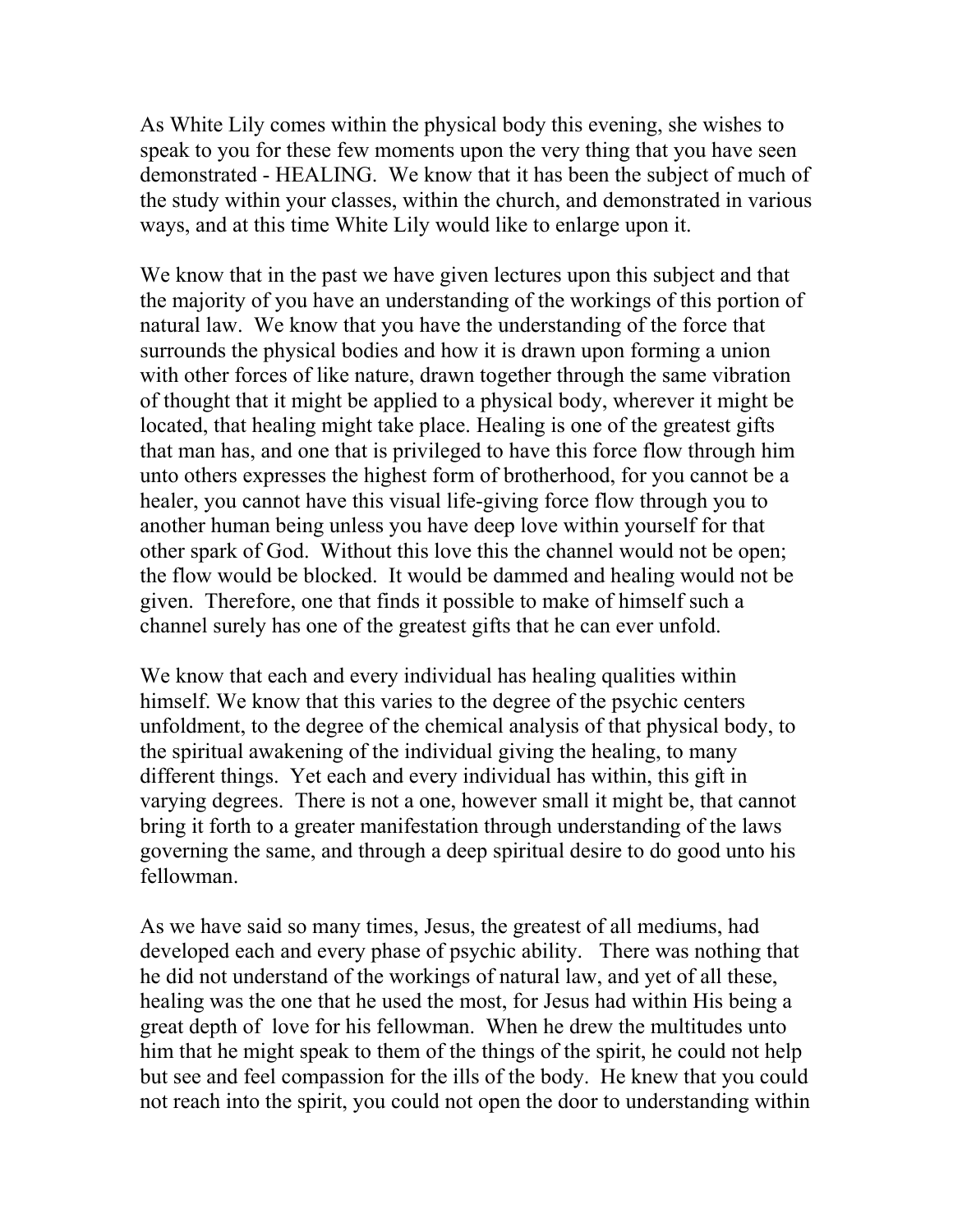As White Lily comes within the physical body this evening, she wishes to speak to you for these few moments upon the very thing that you have seen demonstrated - HEALING. We know that it has been the subject of much of the study within your classes, within the church, and demonstrated in various ways, and at this time White Lily would like to enlarge upon it.

We know that in the past we have given lectures upon this subject and that the majority of you have an understanding of the workings of this portion of natural law. We know that you have the understanding of the force that surrounds the physical bodies and how it is drawn upon forming a union with other forces of like nature, drawn together through the same vibration of thought that it might be applied to a physical body, wherever it might be located, that healing might take place. Healing is one of the greatest gifts that man has, and one that is privileged to have this force flow through him unto others expresses the highest form of brotherhood, for you cannot be a healer, you cannot have this visual life-giving force flow through you to another human being unless you have deep love within yourself for that other spark of God. Without this love this the channel would not be open; the flow would be blocked. It would be dammed and healing would not be given. Therefore, one that finds it possible to make of himself such a channel surely has one of the greatest gifts that he can ever unfold.

We know that each and every individual has healing qualities within himself. We know that this varies to the degree of the psychic centers unfoldment, to the degree of the chemical analysis of that physical body, to the spiritual awakening of the individual giving the healing, to many different things. Yet each and every individual has within, this gift in varying degrees. There is not a one, however small it might be, that cannot bring it forth to a greater manifestation through understanding of the laws governing the same, and through a deep spiritual desire to do good unto his fellowman.

As we have said so many times, Jesus, the greatest of all mediums, had developed each and every phase of psychic ability. There was nothing that he did not understand of the workings of natural law, and yet of all these, healing was the one that he used the most, for Jesus had within His being a great depth of love for his fellowman. When he drew the multitudes unto him that he might speak to them of the things of the spirit, he could not help but see and feel compassion for the ills of the body. He knew that you could not reach into the spirit, you could not open the door to understanding within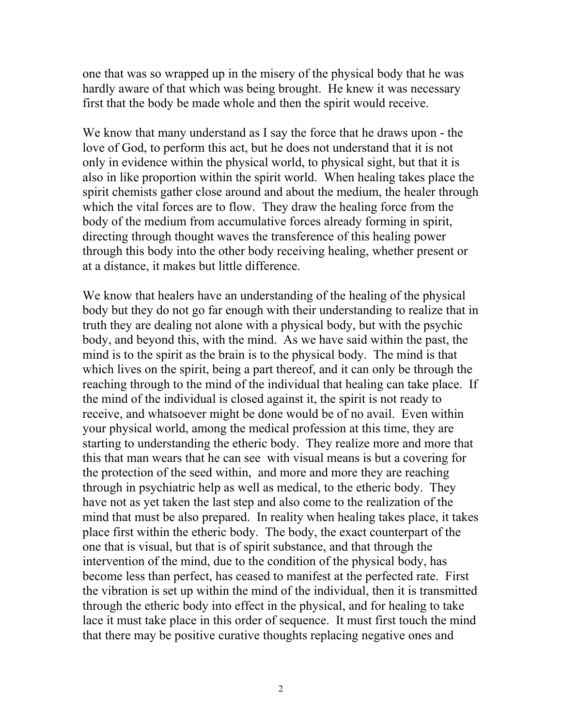one that was so wrapped up in the misery of the physical body that he was hardly aware of that which was being brought. He knew it was necessary first that the body be made whole and then the spirit would receive.

We know that many understand as I say the force that he draws upon - the love of God, to perform this act, but he does not understand that it is not only in evidence within the physical world, to physical sight, but that it is also in like proportion within the spirit world. When healing takes place the spirit chemists gather close around and about the medium, the healer through which the vital forces are to flow. They draw the healing force from the body of the medium from accumulative forces already forming in spirit, directing through thought waves the transference of this healing power through this body into the other body receiving healing, whether present or at a distance, it makes but little difference.

We know that healers have an understanding of the healing of the physical body but they do not go far enough with their understanding to realize that in truth they are dealing not alone with a physical body, but with the psychic body, and beyond this, with the mind. As we have said within the past, the mind is to the spirit as the brain is to the physical body. The mind is that which lives on the spirit, being a part thereof, and it can only be through the reaching through to the mind of the individual that healing can take place. If the mind of the individual is closed against it, the spirit is not ready to receive, and whatsoever might be done would be of no avail. Even within your physical world, among the medical profession at this time, they are starting to understanding the etheric body. They realize more and more that this that man wears that he can see with visual means is but a covering for the protection of the seed within, and more and more they are reaching through in psychiatric help as well as medical, to the etheric body. They have not as yet taken the last step and also come to the realization of the mind that must be also prepared. In reality when healing takes place, it takes place first within the etheric body. The body, the exact counterpart of the one that is visual, but that is of spirit substance, and that through the intervention of the mind, due to the condition of the physical body, has become less than perfect, has ceased to manifest at the perfected rate. First the vibration is set up within the mind of the individual, then it is transmitted through the etheric body into effect in the physical, and for healing to take lace it must take place in this order of sequence. It must first touch the mind that there may be positive curative thoughts replacing negative ones and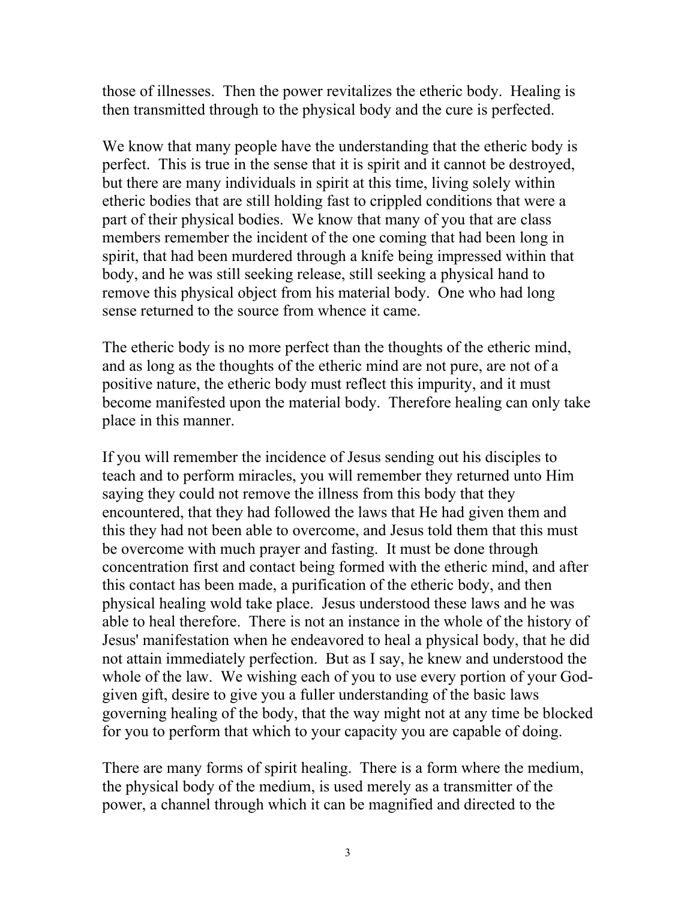those of illnesses. Then the power revitalizes the etheric body. Healing is then transmitted through to the physical body and the cure is perfected.

We know that many people have the understanding that the etheric body is perfect. This is true in the sense that it is spirit and it cannot be destroyed, but there are many individuals in spirit at this time, living solely within etheric bodies that are still holding fast to crippled conditions that were a part of their physical bodies. We know that many of you that are class members remember the incident of the one coming that had been long in spirit, that had been murdered through a knife being impressed within that body, and he was still seeking release, still seeking a physical hand to remove this physical object from his material body. One who had long sense returned to the source from whence it came.

The etheric body is no more perfect than the thoughts of the etheric mind, and as long as the thoughts of the etheric mind are not pure, are not of a positive nature, the etheric body must reflect this impurity, and it must become manifested upon the material body. Therefore healing can only take place in this manner.

If you will remember the incidence of Jesus sending out his disciples to teach and to perform miracles, you will remember they returned unto Him saying they could not remove the illness from this body that they encountered, that they had followed the laws that He had given them and this they had not been able to overcome, and Jesus told them that this must be overcome with much prayer and fasting. It must be done through concentration first and contact being formed with the etheric mind, and after this contact has been made, a purification of the etheric body, and then physical healing wold take place. Jesus understood these laws and he was able to heal therefore. There is not an instance in the whole of the history of Jesus' manifestation when he endeavored to heal a physical body, that he did not attain immediately perfection. But as I say, he knew and understood the whole of the law. We wishing each of you to use every portion of your God-given gift, desire to give you a fuller understanding of the basic laws governing healing of the body, that the way might not at any time be blocked for you to perform that which to your capacity you are capable of doing.

There are many forms of spirit healing. There is a form where the medium, the physical body of the medium, is used merely as a transmitter of the power, a channel through which it can be magnified and directed to the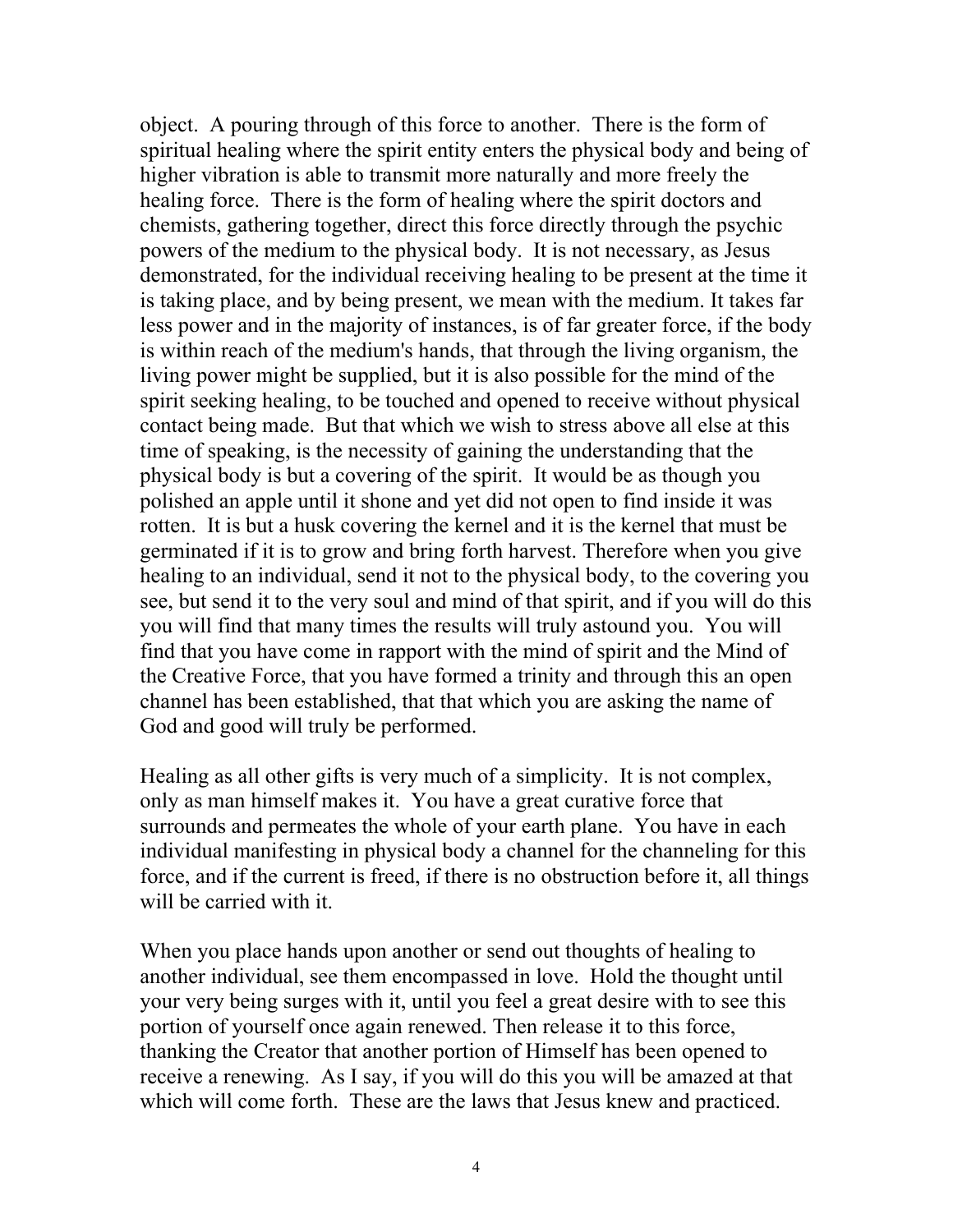object. A pouring through of this force to another. There is the form of spiritual healing where the spirit entity enters the physical body and being of higher vibration is able to transmit more naturally and more freely the healing force. There is the form of healing where the spirit doctors and chemists, gathering together, direct this force directly through the psychic powers of the medium to the physical body. It is not necessary, as Jesus demonstrated, for the individual receiving healing to be present at the time it is taking place, and by being present, we mean with the medium. It takes far less power and in the majority of instances, is of far greater force, if the body is within reach of the medium's hands, that through the living organism, the living power might be supplied, but it is also possible for the mind of the spirit seeking healing, to be touched and opened to receive without physical contact being made. But that which we wish to stress above all else at this time of speaking, is the necessity of gaining the understanding that the physical body is but a covering of the spirit. It would be as though you polished an apple until it shone and yet did not open to find inside it was rotten. It is but a husk covering the kernel and it is the kernel that must be germinated if it is to grow and bring forth harvest. Therefore when you give healing to an individual, send it not to the physical body, to the covering you see, but send it to the very soul and mind of that spirit, and if you will do this you will find that many times the results will truly astound you. You will find that you have come in rapport with the mind of spirit and the Mind of the Creative Force, that you have formed a trinity and through this an open channel has been established, that that which you are asking the name of God and good will truly be performed.

Healing as all other gifts is very much of a simplicity. It is not complex, only as man himself makes it. You have a great curative force that surrounds and permeates the whole of your earth plane. You have in each individual manifesting in physical body a channel for the channeling for this force, and if the current is freed, if there is no obstruction before it, all things will be carried with it.

When you place hands upon another or send out thoughts of healing to another individual, see them encompassed in love. Hold the thought until your very being surges with it, until you feel a great desire with to see this portion of yourself once again renewed. Then release it to this force, thanking the Creator that another portion of Himself has been opened to receive a renewing. As I say, if you will do this you will be amazed at that which will come forth. These are the laws that Jesus knew and practiced.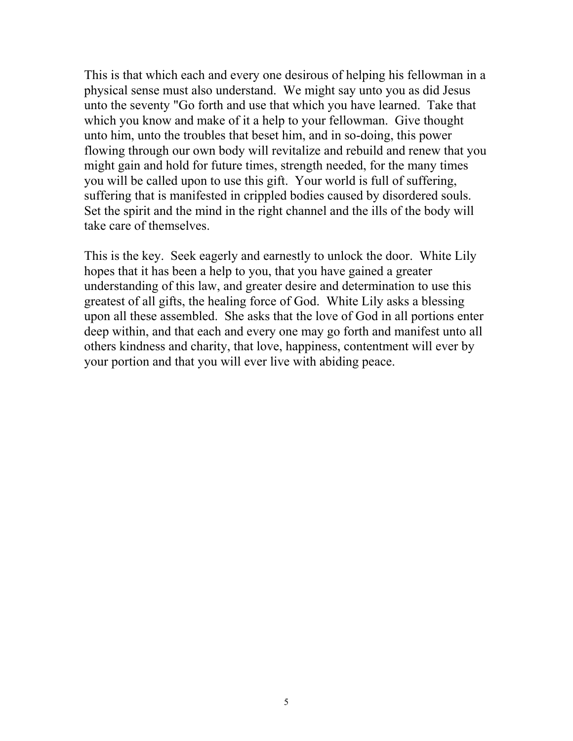This is that which each and every one desirous of helping his fellowman in a physical sense must also understand. We might say unto you as did Jesus unto the seventy "Go forth and use that which you have learned. Take that which you know and make of it a help to your fellowman. Give thought unto him, unto the troubles that beset him, and in so-doing, this power flowing through our own body will revitalize and rebuild and renew that you might gain and hold for future times, strength needed, for the many times you will be called upon to use this gift. Your world is full of suffering, suffering that is manifested in crippled bodies caused by disordered souls. Set the spirit and the mind in the right channel and the ills of the body will take care of themselves.

This is the key. Seek eagerly and earnestly to unlock the door. White Lily hopes that it has been a help to you, that you have gained a greater understanding of this law, and greater desire and determination to use this greatest of all gifts, the healing force of God. White Lily asks a blessing upon all these assembled. She asks that the love of God in all portions enter deep within, and that each and every one may go forth and manifest unto all others kindness and charity, that love, happiness, contentment will ever by your portion and that you will ever live with abiding peace.